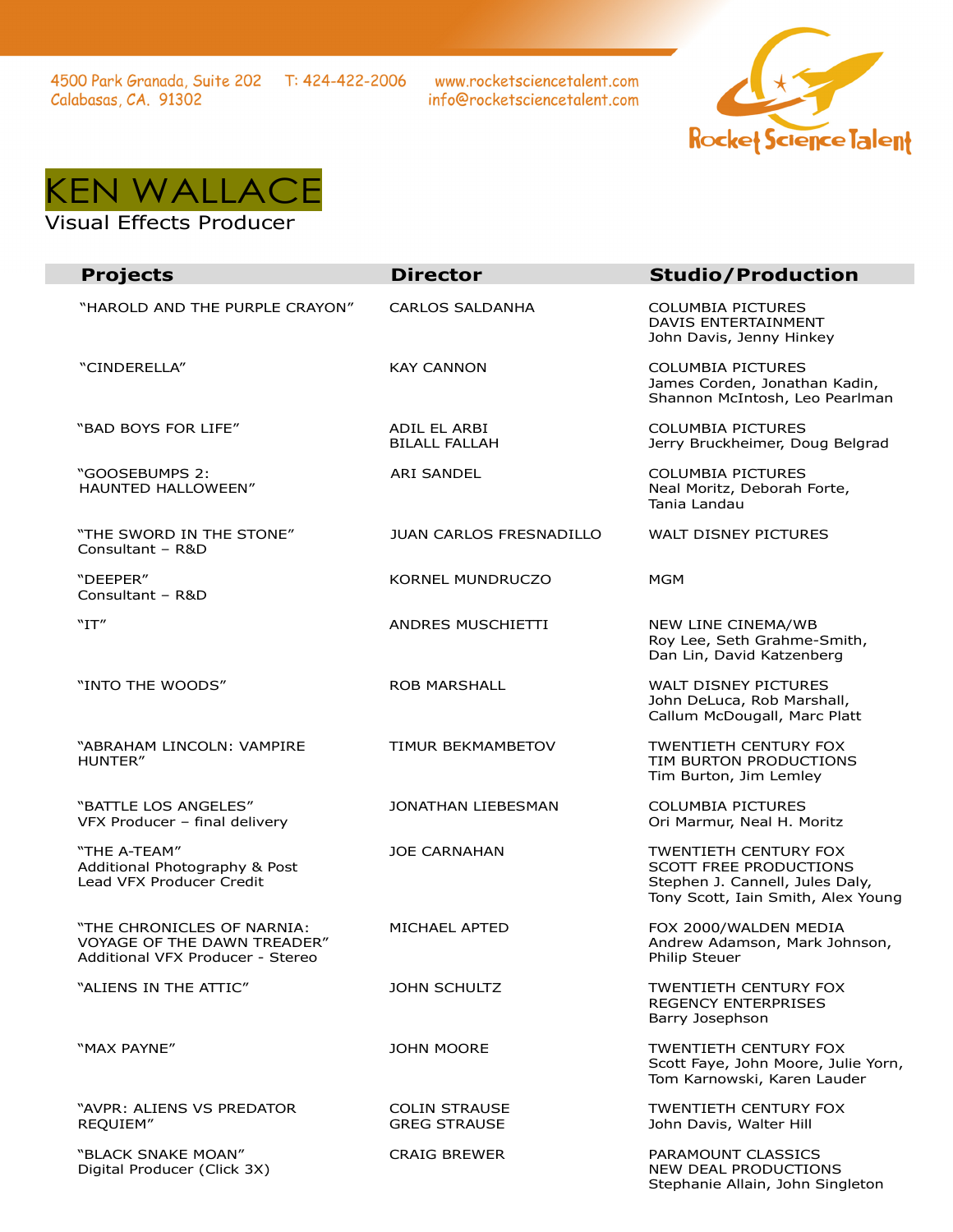4500 Park Granada, Suite 202
Calabasas, CA. 91302

T: 424-422-2006

www.rocketsciencetalent.com
info@rocketsciencetalent.com

Rocket Science Talent

# KEN WALLACE

Visual Effects Producer

| Projects | Director | Studio/Production |
|---|---|---|
| "HAROLD AND THE PURPLE CRAYON" | CARLOS SALDANHA | COLUMBIA PICTURES<br>DAVIS ENTERTAINMENT<br>John Davis, Jenny Hinkey |
| "CINDERELLA" | KAY CANNON | COLUMBIA PICTURES<br>James Corden, Jonathan Kadin, Shannon McIntosh, Leo Pearlman |
| "BAD BOYS FOR LIFE" | ADIL EL ARBI<br>BILALL FALLAH | COLUMBIA PICTURES<br>Jerry Bruckheimer, Doug Belgrad |
| "GOOSEBUMPS 2: HAUNTED HALLOWEEN" | ARI SANDEL | COLUMBIA PICTURES<br>Neal Moritz, Deborah Forte, Tania Landau |
| "THE SWORD IN THE STONE"<br>Consultant – R&D | JUAN CARLOS FRESNADILLO | WALT DISNEY PICTURES |
| "DEEPER"<br>Consultant – R&D | KORNEL MUNDRUCZO | MGM |
| "IT" | ANDRES MUSCHIETTI | NEW LINE CINEMA/WB<br>Roy Lee, Seth Grahme-Smith, Dan Lin, David Katzenberg |
| "INTO THE WOODS" | ROB MARSHALL | WALT DISNEY PICTURES<br>John DeLuca, Rob Marshall, Callum McDougall, Marc Platt |
| "ABRAHAM LINCOLN: VAMPIRE HUNTER" | TIMUR BEKMAMBETOV | TWENTIETH CENTURY FOX<br>TIM BURTON PRODUCTIONS<br>Tim Burton, Jim Lemley |
| "BATTLE LOS ANGELES"<br>VFX Producer – final delivery | JONATHAN LIEBESMAN | COLUMBIA PICTURES<br>Ori Marmur, Neal H. Moritz |
| "THE A-TEAM"<br>Additional Photography & Post<br>Lead VFX Producer Credit | JOE CARNAHAN | TWENTIETH CENTURY FOX<br>SCOTT FREE PRODUCTIONS<br>Stephen J. Cannell, Jules Daly, Tony Scott, Iain Smith, Alex Young |
| "THE CHRONICLES OF NARNIA: VOYAGE OF THE DAWN TREADER"<br>Additional VFX Producer - Stereo | MICHAEL APTED | FOX 2000/WALDEN MEDIA<br>Andrew Adamson, Mark Johnson, Philip Steuer |
| "ALIENS IN THE ATTIC" | JOHN SCHULTZ | TWENTIETH CENTURY FOX<br>REGENCY ENTERPRISES<br>Barry Josephson |
| "MAX PAYNE" | JOHN MOORE | TWENTIETH CENTURY FOX<br>Scott Faye, John Moore, Julie Yorn, Tom Karnowski, Karen Lauder |
| "AVPR: ALIENS VS PREDATOR REQUIEM" | COLIN STRAUSE<br>GREG STRAUSE | TWENTIETH CENTURY FOX<br>John Davis, Walter Hill |
| "BLACK SNAKE MOAN"<br>Digital Producer (Click 3X) | CRAIG BREWER | PARAMOUNT CLASSICS<br>NEW DEAL PRODUCTIONS<br>Stephanie Allain, John Singleton |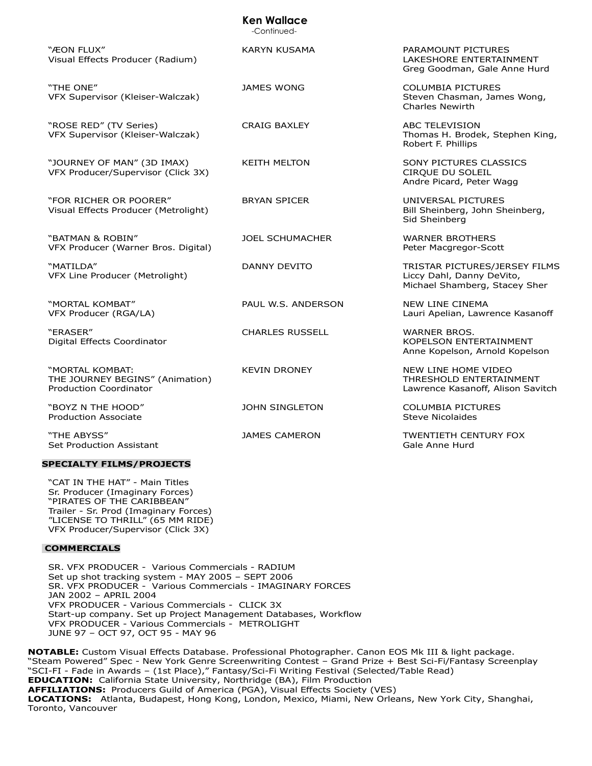**Ken Wallace**
-Continued-

| | | |
|---|---|---|
| "ÆON FLUX"<br>Visual Effects Producer (Radium) | KARYN KUSAMA | PARAMOUNT PICTURES<br>LAKESHORE ENTERTAINMENT<br>Greg Goodman, Gale Anne Hurd |
| "THE ONE"<br>VFX Supervisor (Kleiser-Walczak) | JAMES WONG | COLUMBIA PICTURES<br>Steven Chasman, James Wong, Charles Newirth |
| "ROSE RED" (TV Series)<br>VFX Supervisor (Kleiser-Walczak) | CRAIG BAXLEY | ABC TELEVISION<br>Thomas H. Brodek, Stephen King, Robert F. Phillips |
| "JOURNEY OF MAN" (3D IMAX)<br>VFX Producer/Supervisor (Click 3X) | KEITH MELTON | SONY PICTURES CLASSICS<br>CIRQUE DU SOLEIL<br>Andre Picard, Peter Wagg |
| "FOR RICHER OR POORER"<br>Visual Effects Producer (Metrolight) | BRYAN SPICER | UNIVERSAL PICTURES<br>Bill Sheinberg, John Sheinberg, Sid Sheinberg |
| "BATMAN & ROBIN"<br>VFX Producer (Warner Bros. Digital) | JOEL SCHUMACHER | WARNER BROTHERS<br>Peter Macgregor-Scott |
| "MATILDA"<br>VFX Line Producer (Metrolight) | DANNY DEVITO | TRISTAR PICTURES/JERSEY FILMS<br>Liccy Dahl, Danny DeVito, Michael Shamberg, Stacey Sher |
| "MORTAL KOMBAT"<br>VFX Producer (RGA/LA) | PAUL W.S. ANDERSON | NEW LINE CINEMA<br>Lauri Apelian, Lawrence Kasanoff |
| "ERASER"<br>Digital Effects Coordinator | CHARLES RUSSELL | WARNER BROS.<br>KOPELSON ENTERTAINMENT<br>Anne Kopelson, Arnold Kopelson |
| "MORTAL KOMBAT: THE JOURNEY BEGINS" (Animation)<br>Production Coordinator | KEVIN DRONEY | NEW LINE HOME VIDEO<br>THRESHOLD ENTERTAINMENT<br>Lawrence Kasanoff, Alison Savitch |
| "BOYZ N THE HOOD"<br>Production Associate | JOHN SINGLETON | COLUMBIA PICTURES<br>Steve Nicolaides |
| "THE ABYSS"<br>Set Production Assistant | JAMES CAMERON | TWENTIETH CENTURY FOX<br>Gale Anne Hurd |

**SPECIALTY FILMS/PROJECTS**

"CAT IN THE HAT" - Main Titles
Sr. Producer (Imaginary Forces)
"PIRATES OF THE CARIBBEAN"
Trailer - Sr. Prod (Imaginary Forces)
"LICENSE TO THRILL" (65 MM RIDE)
VFX Producer/Supervisor (Click 3X)

**COMMERCIALS**

SR. VFX PRODUCER - Various Commercials - RADIUM
Set up shot tracking system - MAY 2005 – SEPT 2006
SR. VFX PRODUCER - Various Commercials - IMAGINARY FORCES
JAN 2002 – APRIL 2004
VFX PRODUCER - Various Commercials - CLICK 3X
Start-up company. Set up Project Management Databases, Workflow
VFX PRODUCER - Various Commercials - METROLIGHT
JUNE 97 – OCT 97, OCT 95 - MAY 96

**NOTABLE:** Custom Visual Effects Database. Professional Photographer. Canon EOS Mk III & light package.
"Steam Powered" Spec - New York Genre Screenwriting Contest – Grand Prize + Best Sci-Fi/Fantasy Screenplay
"SCI-FI - Fade in Awards – (1st Place)," Fantasy/Sci-Fi Writing Festival (Selected/Table Read)
**EDUCATION:** California State University, Northridge (BA), Film Production
**AFFILIATIONS:** Producers Guild of America (PGA), Visual Effects Society (VES)
**LOCATIONS:** Atlanta, Budapest, Hong Kong, London, Mexico, Miami, New Orleans, New York City, Shanghai, Toronto, Vancouver